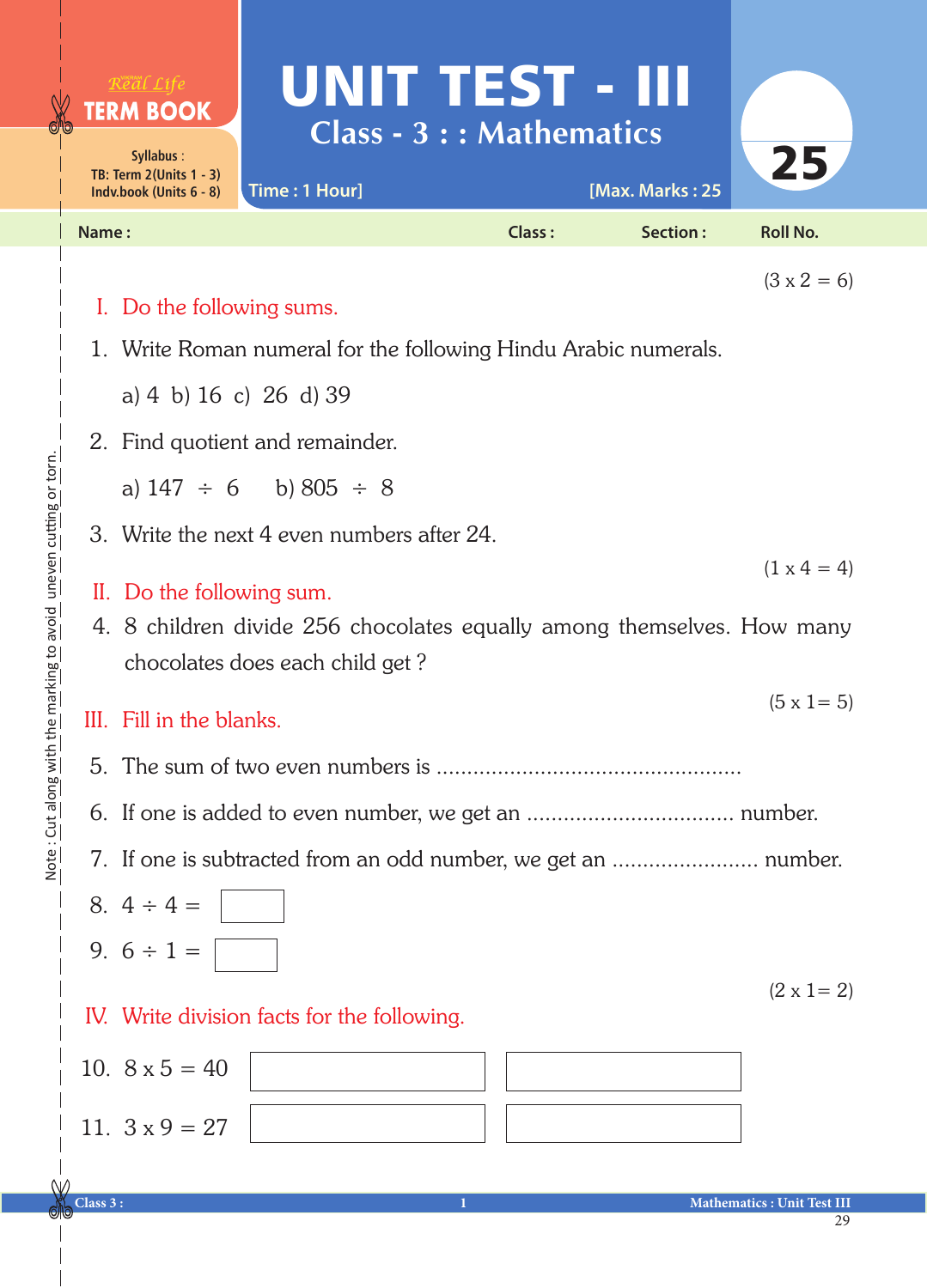Real Life
**TERM BOOK**

Syllabus :
TB: Term 2(Units 1 - 3)
Indv.book (Units 6 - 8)

# UNIT TEST - III

## Class - 3 : : Mathematics

Time : 1 Hour] [Max. Marks : 25

25

Name : Class : Section : Roll No.

$(3 \times 2 = 6)$

**I. Do the following sums.**

1. Write Roman numeral for the following Hindu Arabic numerals.

   a) 4 b) 16 c) 26 d) 39

2. Find quotient and remainder.

   a) $147 \div 6$ b) $805 \div 8$

3. Write the next 4 even numbers after 24.

$(1 \times 4 = 4)$

**II. Do the following sum.**

4. 8 children divide 256 chocolates equally among themselves. How many chocolates does each child get ?

$(5 \times 1 = 5)$

**III. Fill in the blanks.**

5. The sum of two even numbers is .................................................
6. If one is added to even number, we get an ................................. number.
7. If one is subtracted from an odd number, we get an ....................... number.
8. $4 \div 4 =$ ☐
9. $6 \div 1 =$ ☐

$(2 \times 1 = 2)$

**IV. Write division facts for the following.**

10. $8 \times 5 = 40$ ☐ ☐
11. $3 \times 9 = 27$ ☐ ☐

Note : Cut along with the marking to avoid uneven cutting or torn.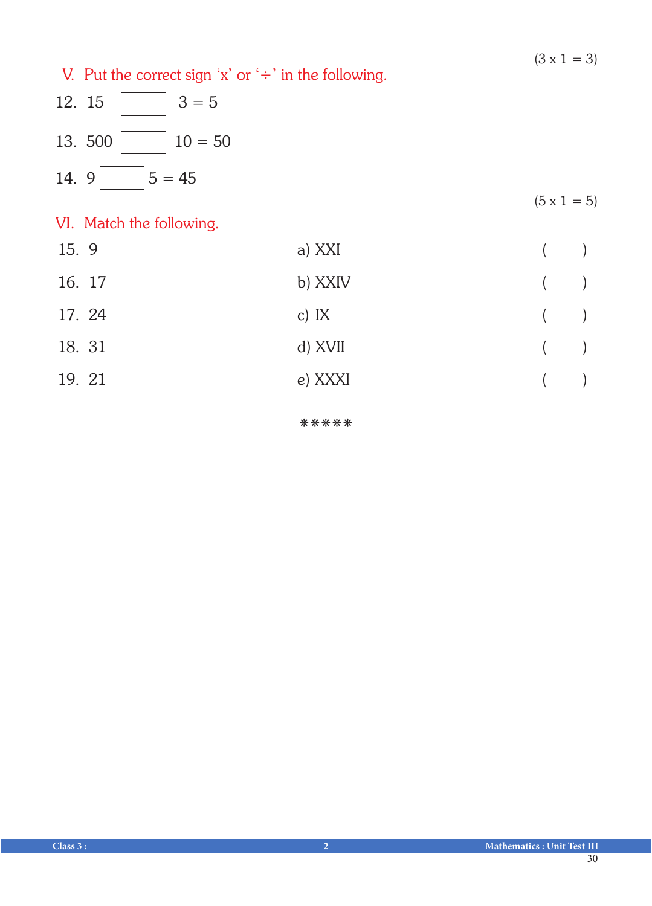(3 x 1 = 3)

## V. Put the correct sign 'x' or '÷' in the following.

12. 15 ☐ 3 = 5

13. 500 ☐ 10 = 50

14. 9 ☐ 5 = 45

(5 x 1 = 5)

## VI. Match the following.

| | | |
|---|---|---|
| 15. 9 | a) XXI | (   ) |
| 16. 17 | b) XXIV | (   ) |
| 17. 24 | c) IX | (   ) |
| 18. 31 | d) XVII | (   ) |
| 19. 21 | e) XXXI | (   ) |

*****